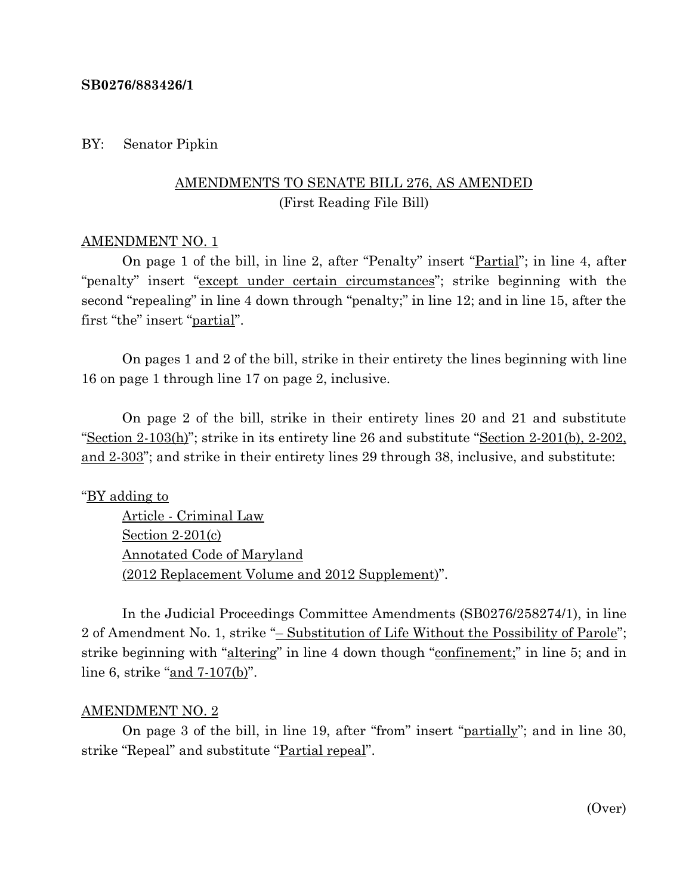**SB0276/883426/1**

BY: Senator Pipkin

AMENDMENTS TO SENATE BILL 276, AS AMENDED
(First Reading File Bill)

AMENDMENT NO. 1

On page 1 of the bill, in line 2, after "Penalty" insert "Partial"; in line 4, after "penalty" insert "except under certain circumstances"; strike beginning with the second "repealing" in line 4 down through "penalty;" in line 12; and in line 15, after the first "the" insert "partial".

On pages 1 and 2 of the bill, strike in their entirety the lines beginning with line 16 on page 1 through line 17 on page 2, inclusive.

On page 2 of the bill, strike in their entirety lines 20 and 21 and substitute "Section 2-103(h)"; strike in its entirety line 26 and substitute "Section 2-201(b), 2-202, and 2-303"; and strike in their entirety lines 29 through 38, inclusive, and substitute:

"BY adding to
 Article - Criminal Law
 Section 2-201(c)
 Annotated Code of Maryland
 (2012 Replacement Volume and 2012 Supplement)".

In the Judicial Proceedings Committee Amendments (SB0276/258274/1), in line 2 of Amendment No. 1, strike "– Substitution of Life Without the Possibility of Parole"; strike beginning with "altering" in line 4 down though "confinement;" in line 5; and in line 6, strike "and 7-107(b)".

AMENDMENT NO. 2

On page 3 of the bill, in line 19, after "from" insert "partially"; and in line 30, strike "Repeal" and substitute "Partial repeal".

(Over)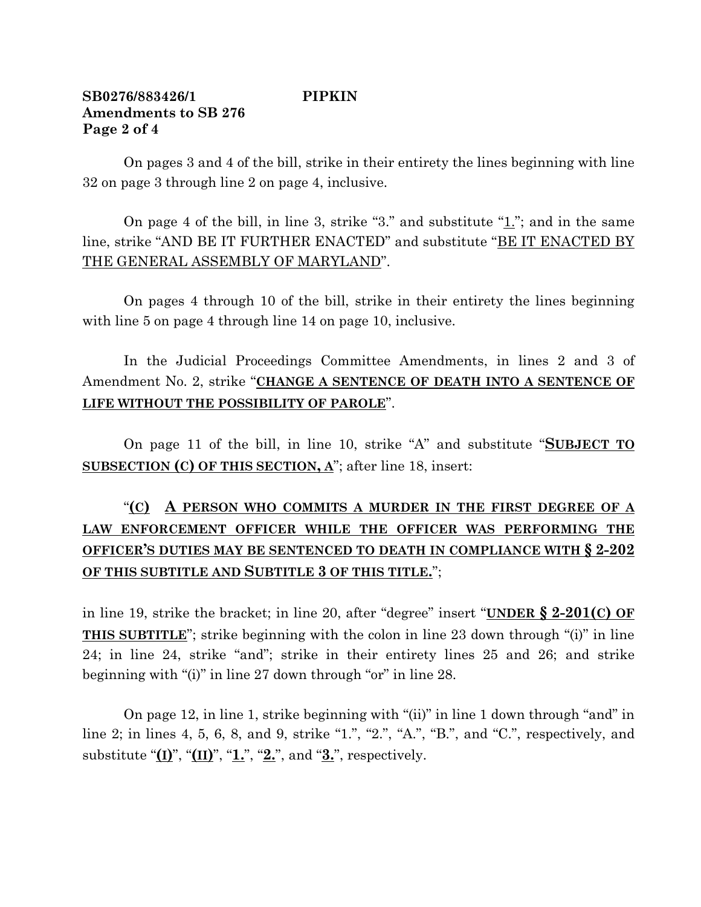On pages 3 and 4 of the bill, strike in their entirety the lines beginning with line 32 on page 3 through line 2 on page 4, inclusive.

On page 4 of the bill, in line 3, strike "3." and substitute "1."; and in the same line, strike "AND BE IT FURTHER ENACTED" and substitute "BE IT ENACTED BY THE GENERAL ASSEMBLY OF MARYLAND".

On pages 4 through 10 of the bill, strike in their entirety the lines beginning with line 5 on page 4 through line 14 on page 10, inclusive.

In the Judicial Proceedings Committee Amendments, in lines 2 and 3 of Amendment No. 2, strike "**CHANGE A SENTENCE OF DEATH INTO A SENTENCE OF LIFE WITHOUT THE POSSIBILITY OF PAROLE**".

On page 11 of the bill, in line 10, strike "A" and substitute "**SUBJECT TO SUBSECTION (C) OF THIS SECTION, A**"; after line 18, insert:

"**(C) A PERSON WHO COMMITS A MURDER IN THE FIRST DEGREE OF A LAW ENFORCEMENT OFFICER WHILE THE OFFICER WAS PERFORMING THE OFFICER'S DUTIES MAY BE SENTENCED TO DEATH IN COMPLIANCE WITH § 2-202 OF THIS SUBTITLE AND SUBTITLE 3 OF THIS TITLE.**";

in line 19, strike the bracket; in line 20, after "degree" insert "**UNDER § 2-201(C) OF THIS SUBTITLE**"; strike beginning with the colon in line 23 down through "(i)" in line 24; in line 24, strike "and"; strike in their entirety lines 25 and 26; and strike beginning with "(i)" in line 27 down through "or" in line 28.

On page 12, in line 1, strike beginning with "(ii)" in line 1 down through "and" in line 2; in lines 4, 5, 6, 8, and 9, strike "1.", "2.", "A.", "B.", and "C.", respectively, and substitute "**(I)**", "**(II)**", "**1.**", "**2.**", and "**3.**", respectively.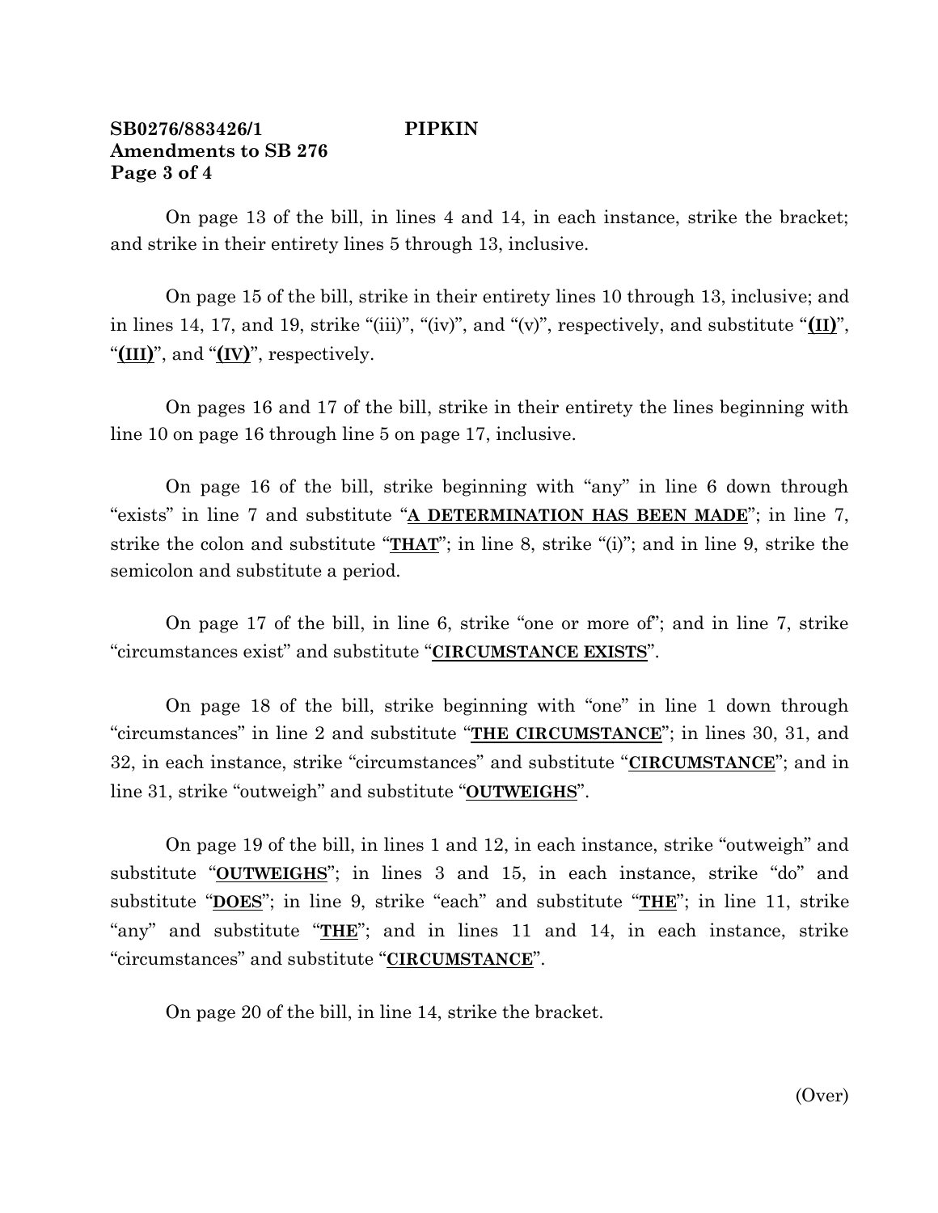**SB0276/883426/1 PIPKIN**
**Amendments to SB 276**
**Page 3 of 4**

On page 13 of the bill, in lines 4 and 14, in each instance, strike the bracket; and strike in their entirety lines 5 through 13, inclusive.

On page 15 of the bill, strike in their entirety lines 10 through 13, inclusive; and in lines 14, 17, and 19, strike "(iii)", "(iv)", and "(v)", respectively, and substitute "**(II)**", "**(III)**", and "**(IV)**", respectively.

On pages 16 and 17 of the bill, strike in their entirety the lines beginning with line 10 on page 16 through line 5 on page 17, inclusive.

On page 16 of the bill, strike beginning with "any" in line 6 down through "exists" in line 7 and substitute "**A DETERMINATION HAS BEEN MADE**"; in line 7, strike the colon and substitute "**THAT**"; in line 8, strike "(i)"; and in line 9, strike the semicolon and substitute a period.

On page 17 of the bill, in line 6, strike "one or more of"; and in line 7, strike "circumstances exist" and substitute "**CIRCUMSTANCE EXISTS**".

On page 18 of the bill, strike beginning with "one" in line 1 down through "circumstances" in line 2 and substitute "**THE CIRCUMSTANCE**"; in lines 30, 31, and 32, in each instance, strike "circumstances" and substitute "**CIRCUMSTANCE**"; and in line 31, strike "outweigh" and substitute "**OUTWEIGHS**".

On page 19 of the bill, in lines 1 and 12, in each instance, strike "outweigh" and substitute "**OUTWEIGHS**"; in lines 3 and 15, in each instance, strike "do" and substitute "**DOES**"; in line 9, strike "each" and substitute "**THE**"; in line 11, strike "any" and substitute "**THE**"; and in lines 11 and 14, in each instance, strike "circumstances" and substitute "**CIRCUMSTANCE**".

On page 20 of the bill, in line 14, strike the bracket.

(Over)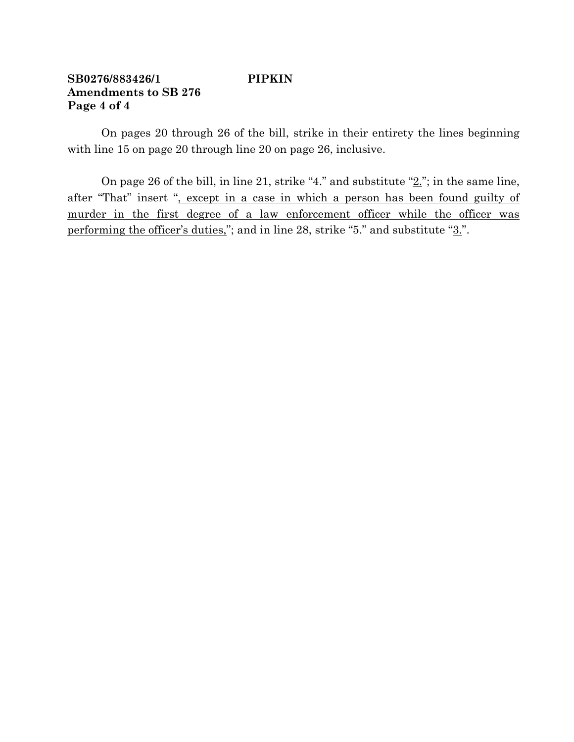On pages 20 through 26 of the bill, strike in their entirety the lines beginning with line 15 on page 20 through line 20 on page 26, inclusive.

On page 26 of the bill, in line 21, strike "4." and substitute "<u>2.</u>"; in the same line, after "That" insert "<u>, except in a case in which a person has been found guilty of murder in the first degree of a law enforcement officer while the officer was performing the officer's duties,</u>"; and in line 28, strike "5." and substitute "<u>3.</u>".